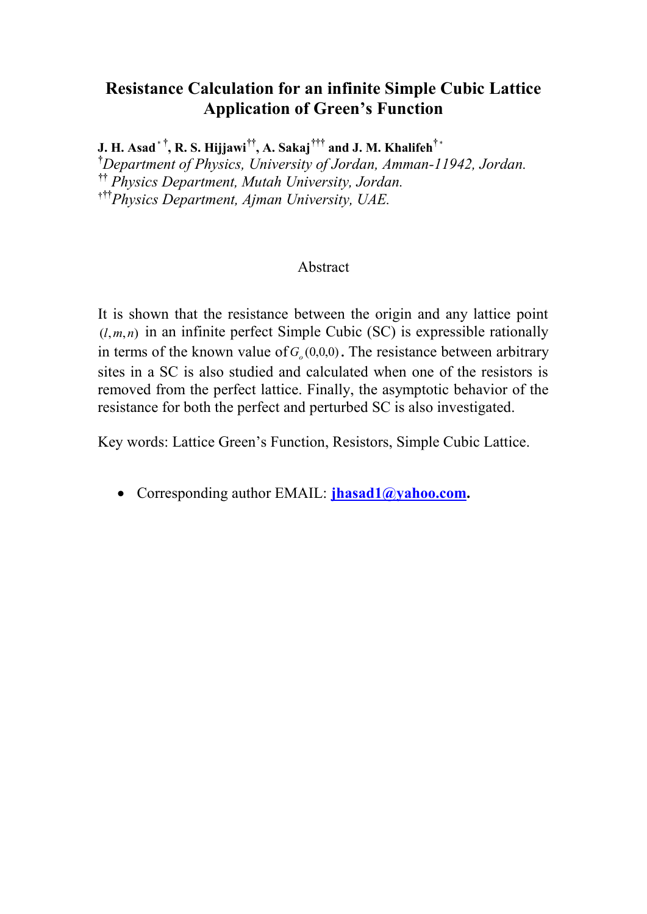# Resistance Calculation for an infinite Simple Cubic Lattice Application of Green's Function

**J. H. Asad*[†], R. S. Hijjawi[††], A. Sakaj[†††] and J. M. Khalifeh[†]***

[†]*Department of Physics, University of Jordan, Amman-11942, Jordan.*

[††] *Physics Department, Mutah University, Jordan.*

[†††]*Physics Department, Ajman University, UAE.*

## Abstract

It is shown that the resistance between the origin and any lattice point $(l,m,n)$ in an infinite perfect Simple Cubic (SC) is expressible rationally in terms of the known value of $G_o(0,0,0)$. The resistance between arbitrary sites in a SC is also studied and calculated when one of the resistors is removed from the perfect lattice. Finally, the asymptotic behavior of the resistance for both the perfect and perturbed SC is also investigated.

Key words: Lattice Green's Function, Resistors, Simple Cubic Lattice.

- Corresponding author EMAIL: **jhasad1@yahoo.com.**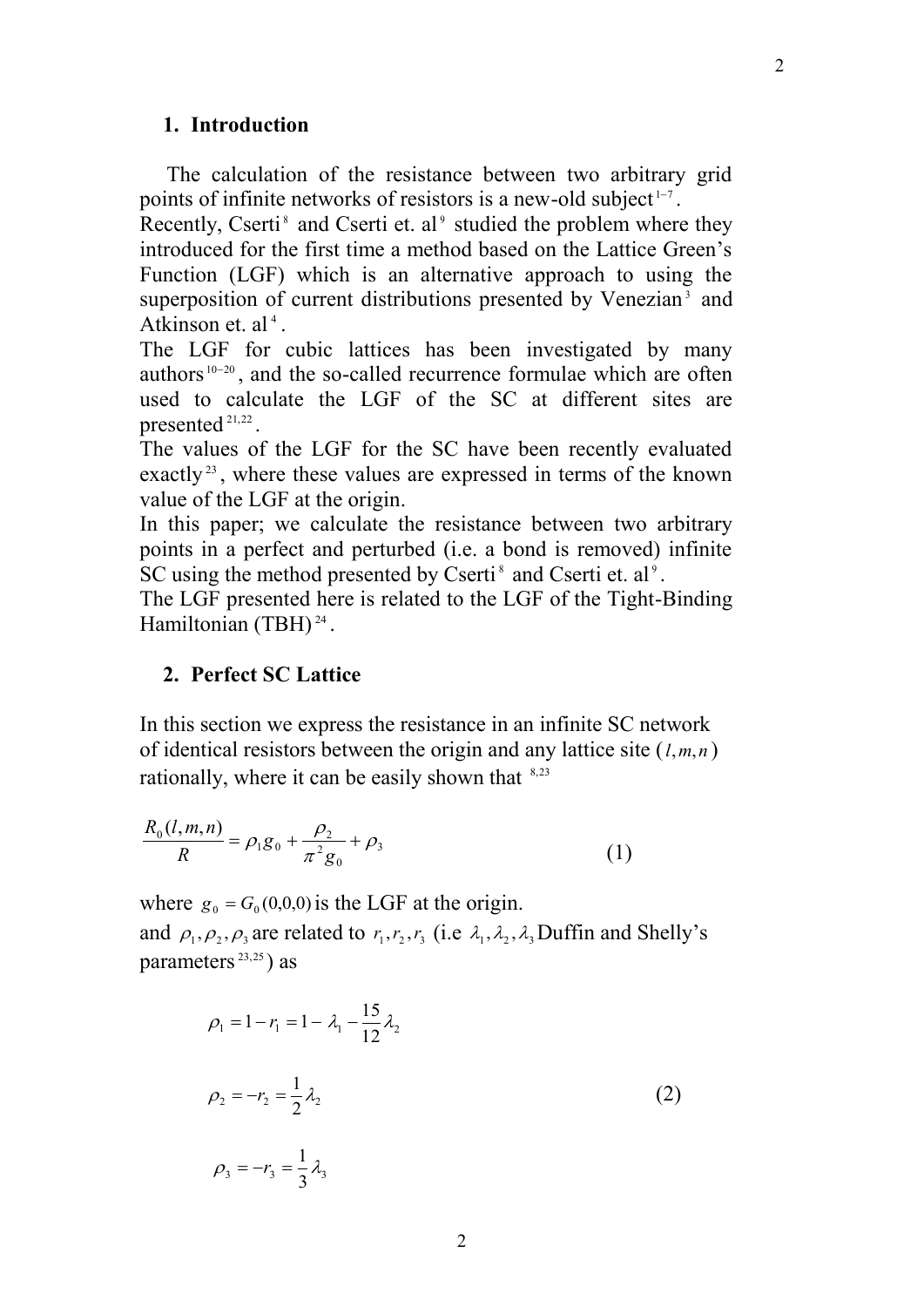## 1. Introduction

The calculation of the resistance between two arbitrary grid points of infinite networks of resistors is a new-old subject[1−7].
Recently, Cserti[8] and Cserti et. al[9] studied the problem where they introduced for the first time a method based on the Lattice Green's Function (LGF) which is an alternative approach to using the superposition of current distributions presented by Venezian[3] and Atkinson et. al[4].
The LGF for cubic lattices has been investigated by many authors[10−20], and the so-called recurrence formulae which are often used to calculate the LGF of the SC at different sites are presented[21,22].
The values of the LGF for the SC have been recently evaluated exactly[23], where these values are expressed in terms of the known value of the LGF at the origin.
In this paper; we calculate the resistance between two arbitrary points in a perfect and perturbed (i.e. a bond is removed) infinite SC using the method presented by Cserti[8] and Cserti et. al[9].
The LGF presented here is related to the LGF of the Tight-Binding Hamiltonian (TBH)[24].

## 2. Perfect SC Lattice

In this section we express the resistance in an infinite SC network of identical resistors between the origin and any lattice site $(l,m,n)$ rationally, where it can be easily shown that [8,23]

$$\frac{R_0(l,m,n)}{R} = \rho_1 g_0 + \frac{\rho_2}{\pi^2 g_0} + \rho_3 \qquad (1)$$

where $g_0 = G_0(0,0,0)$ is the LGF at the origin.
and $\rho_1, \rho_2, \rho_3$ are related to $r_1, r_2, r_3$ (i.e $\lambda_1, \lambda_2, \lambda_3$ Duffin and Shelly's parameters[23,25]) as

$$\rho_1 = 1 - r_1 = 1 - \lambda_1 - \frac{15}{12}\lambda_2$$

$$\rho_2 = -r_2 = \frac{1}{2}\lambda_2 \qquad (2)$$

$$\rho_3 = -r_3 = \frac{1}{3}\lambda_3$$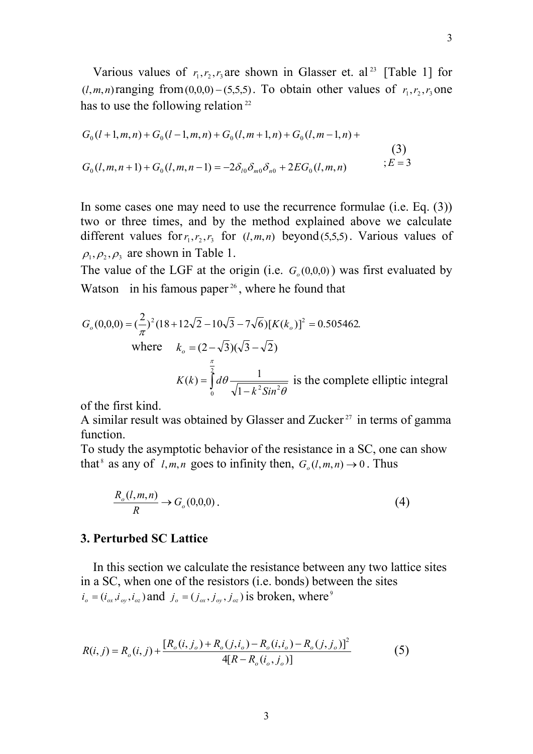Various values of $r_1, r_2, r_3$ are shown in Glasser et. al [23] [Table 1] for $(l,m,n)$ ranging from $(0,0,0)-(5,5,5)$. To obtain other values of $r_1, r_2, r_3$ one has to use the following relation [22]

$$G_0(l+1,m,n)+G_0(l-1,m,n)+G_0(l,m+1,n)+G_0(l,m-1,n)+$$
$$G_0(l,m,n+1)+G_0(l,m,n-1)=-2\delta_{l0}\delta_{m0}\delta_{n0}+2EG_0(l,m,n) \qquad ;E=3 \tag{3}$$

In some cases one may need to use the recurrence formulae (i.e. Eq. (3)) two or three times, and by the method explained above we calculate different values for $r_1, r_2, r_3$ for $(l,m,n)$ beyond $(5,5,5)$. Various values of $\rho_1, \rho_2, \rho_3$ are shown in Table 1.

The value of the LGF at the origin (i.e. $G_o(0,0,0)$) was first evaluated by Watson in his famous paper [26], where he found that

$$G_o(0,0,0)=\left(\frac{2}{\pi}\right)^2(18+12\sqrt{2}-10\sqrt{3}-7\sqrt{6})[K(k_o)]^2=0.505462.$$

where $k_o=(2-\sqrt{3})(\sqrt{3}-\sqrt{2})$

$K(k)=\int_0^{\frac{\pi}{2}} d\theta \frac{1}{\sqrt{1-k^2 Sin^2\theta}}$ is the complete elliptic integral of the first kind.

A similar result was obtained by Glasser and Zucker [27] in terms of gamma function.

To study the asymptotic behavior of the resistance in a SC, one can show that [8] as any of $l,m,n$ goes to infinity then, $G_o(l,m,n)\to 0$. Thus

$$\frac{R_o(l,m,n)}{R}\to G_o(0,0,0). \tag{4}$$

## 3. Perturbed SC Lattice

In this section we calculate the resistance between any two lattice sites in a SC, when one of the resistors (i.e. bonds) between the sites $i_o=(i_{ox},i_{oy},i_{oz})$ and $j_o=(j_{ox},j_{oy},j_{oz})$ is broken, where [9]

$$R(i,j)=R_o(i,j)+\frac{[R_o(i,j_o)+R_o(j,i_o)-R_o(i,i_o)-R_o(j,j_o)]^2}{4[R-R_o(i_o,j_o)]} \tag{5}$$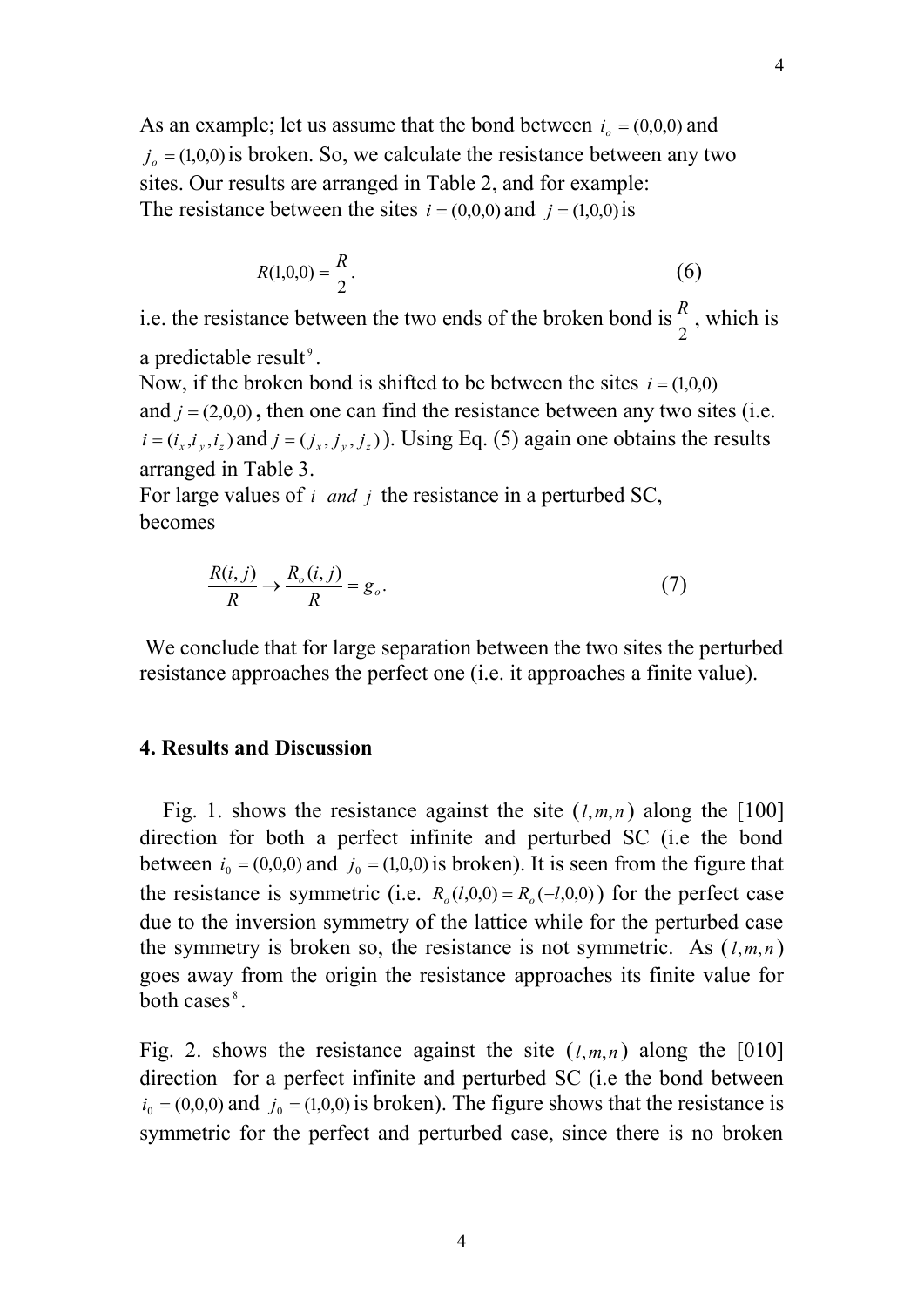As an example; let us assume that the bond between $i_o = (0,0,0)$ and $j_o = (1,0,0)$ is broken. So, we calculate the resistance between any two sites. Our results are arranged in Table 2, and for example:
The resistance between the sites $i = (0,0,0)$ and $j = (1,0,0)$ is

$$R(1,0,0) = \frac{R}{2}. \tag{6}$$

i.e. the resistance between the two ends of the broken bond is $\frac{R}{2}$, which is a predictable result[9].
Now, if the broken bond is shifted to be between the sites $i = (1,0,0)$ and $j = (2,0,0)$, then one can find the resistance between any two sites (i.e. $i = (i_x, i_y, i_z)$ and $j = (j_x, j_y, j_z)$). Using Eq. (5) again one obtains the results arranged in Table 3.
For large values of $i$ *and* $j$ the resistance in a perturbed SC, becomes

$$\frac{R(i,j)}{R} \rightarrow \frac{R_o(i,j)}{R} = g_o. \tag{7}$$

We conclude that for large separation between the two sites the perturbed resistance approaches the perfect one (i.e. it approaches a finite value).

## 4. Results and Discussion

Fig. 1. shows the resistance against the site $(l,m,n)$ along the [100] direction for both a perfect infinite and perturbed SC (i.e the bond between $i_0 = (0,0,0)$ and $j_0 = (1,0,0)$ is broken). It is seen from the figure that the resistance is symmetric (i.e. $R_o(l,0,0) = R_o(-l,0,0)$) for the perfect case due to the inversion symmetry of the lattice while for the perturbed case the symmetry is broken so, the resistance is not symmetric. As $(l,m,n)$ goes away from the origin the resistance approaches its finite value for both cases[8].

Fig. 2. shows the resistance against the site $(l,m,n)$ along the [010] direction for a perfect infinite and perturbed SC (i.e the bond between $i_0 = (0,0,0)$ and $j_0 = (1,0,0)$ is broken). The figure shows that the resistance is symmetric for the perfect and perturbed case, since there is no broken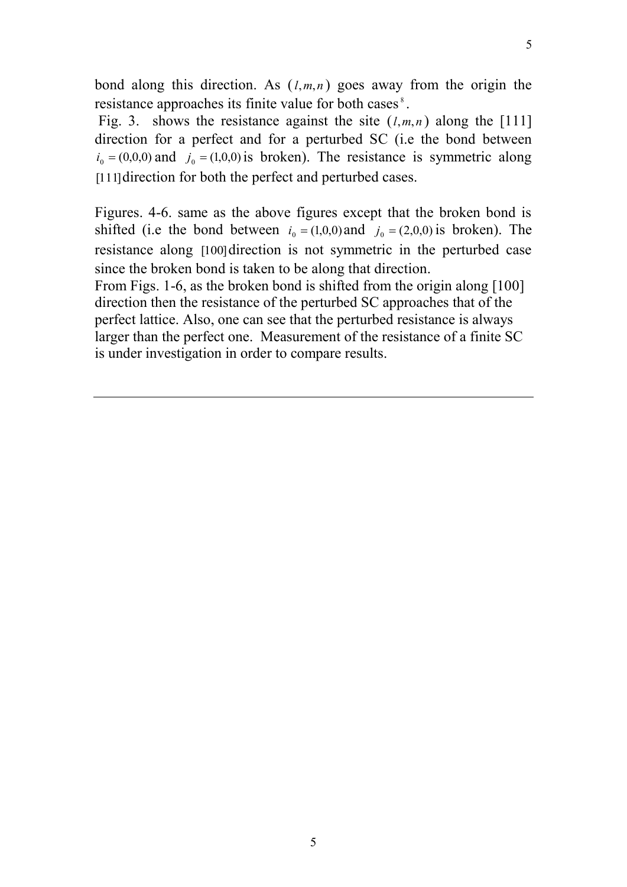bond along this direction. As $(l,m,n)$ goes away from the origin the resistance approaches its finite value for both cases [8].

Fig. 3. shows the resistance against the site $(l,m,n)$ along the [111] direction for a perfect and for a perturbed SC (i.e the bond between $i_0 = (0,0,0)$ and $j_0 = (1,0,0)$ is broken). The resistance is symmetric along [111] direction for both the perfect and perturbed cases.

Figures. 4-6. same as the above figures except that the broken bond is shifted (i.e the bond between $i_0 = (1,0,0)$ and $j_0 = (2,0,0)$ is broken). The resistance along [100] direction is not symmetric in the perturbed case since the broken bond is taken to be along that direction.

From Figs. 1-6, as the broken bond is shifted from the origin along [100] direction then the resistance of the perturbed SC approaches that of the perfect lattice. Also, one can see that the perturbed resistance is always larger than the perfect one. Measurement of the resistance of a finite SC is under investigation in order to compare results.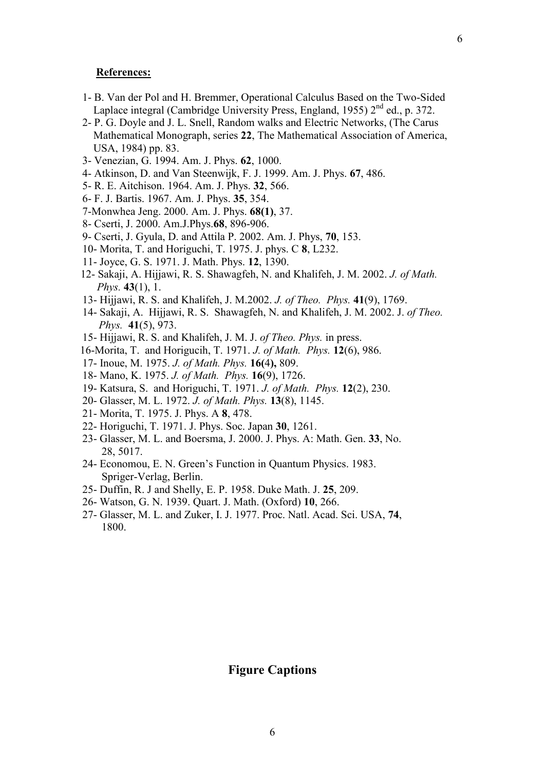**References:**

1- B. Van der Pol and H. Bremmer, Operational Calculus Based on the Two-Sided Laplace integral (Cambridge University Press, England, 1955) 2nd ed., p. 372.

2- P. G. Doyle and J. L. Snell, Random walks and Electric Networks, (The Carus Mathematical Monograph, series **22**, The Mathematical Association of America, USA, 1984) pp. 83.

3- Venezian, G. 1994. Am. J. Phys. **62**, 1000.

4- Atkinson, D. and Van Steenwijk, F. J. 1999. Am. J. Phys. **67**, 486.

5- R. E. Aitchison. 1964. Am. J. Phys. **32**, 566.

6- F. J. Bartis. 1967. Am. J. Phys. **35**, 354.

7-Monwhea Jeng. 2000. Am. J. Phys. **68(1)**, 37.

8- Cserti, J. 2000. Am.J.Phys.**68**, 896-906.

9- Cserti, J. Gyula, D. and Attila P. 2002. Am. J. Phys, **70**, 153.

10- Morita, T. and Horiguchi, T. 1975. J. phys. C **8**, L232.

11- Joyce, G. S. 1971. J. Math. Phys. **12**, 1390.

12- Sakaji, A. Hijjawi, R. S. Shawagfeh, N. and Khalifeh, J. M. 2002. *J. of Math. Phys.* **43**(1), 1.

13- Hijjawi, R. S. and Khalifeh, J. M.2002. *J. of Theo. Phys.* **41**(9), 1769.

14- Sakaji, A. Hijjawi, R. S. Shawagfeh, N. and Khalifeh, J. M. 2002. J. *of Theo. Phys.* **41**(5), 973.

15- Hijjawi, R. S. and Khalifeh, J. M. J. *of Theo. Phys.* in press.

16-Morita, T. and Horigucih, T. 1971. *J. of Math. Phys.* **12**(6), 986.

17- Inoue, M. 1975. *J. of Math. Phys.* **16(**4**),** 809.

18- Mano, K. 1975. *J. of Math. Phys.* **16**(9), 1726.

19- Katsura, S. and Horiguchi, T. 1971. *J. of Math. Phys.* **12**(2), 230.

20- Glasser, M. L. 1972. *J. of Math. Phys.* **13**(8), 1145.

21- Morita, T. 1975. J. Phys. A **8**, 478.

22- Horiguchi, T. 1971. J. Phys. Soc. Japan **30**, 1261.

23- Glasser, M. L. and Boersma, J. 2000. J. Phys. A: Math. Gen. **33**, No. 28, 5017.

24- Economou, E. N. Green's Function in Quantum Physics. 1983. Spriger-Verlag, Berlin.

25- Duffin, R. J and Shelly, E. P. 1958. Duke Math. J. **25**, 209.

26- Watson, G. N. 1939. Quart. J. Math. (Oxford) **10**, 266.

27- Glasser, M. L. and Zuker, I. J. 1977. Proc. Natl. Acad. Sci. USA, **74**, 1800.

## Figure Captions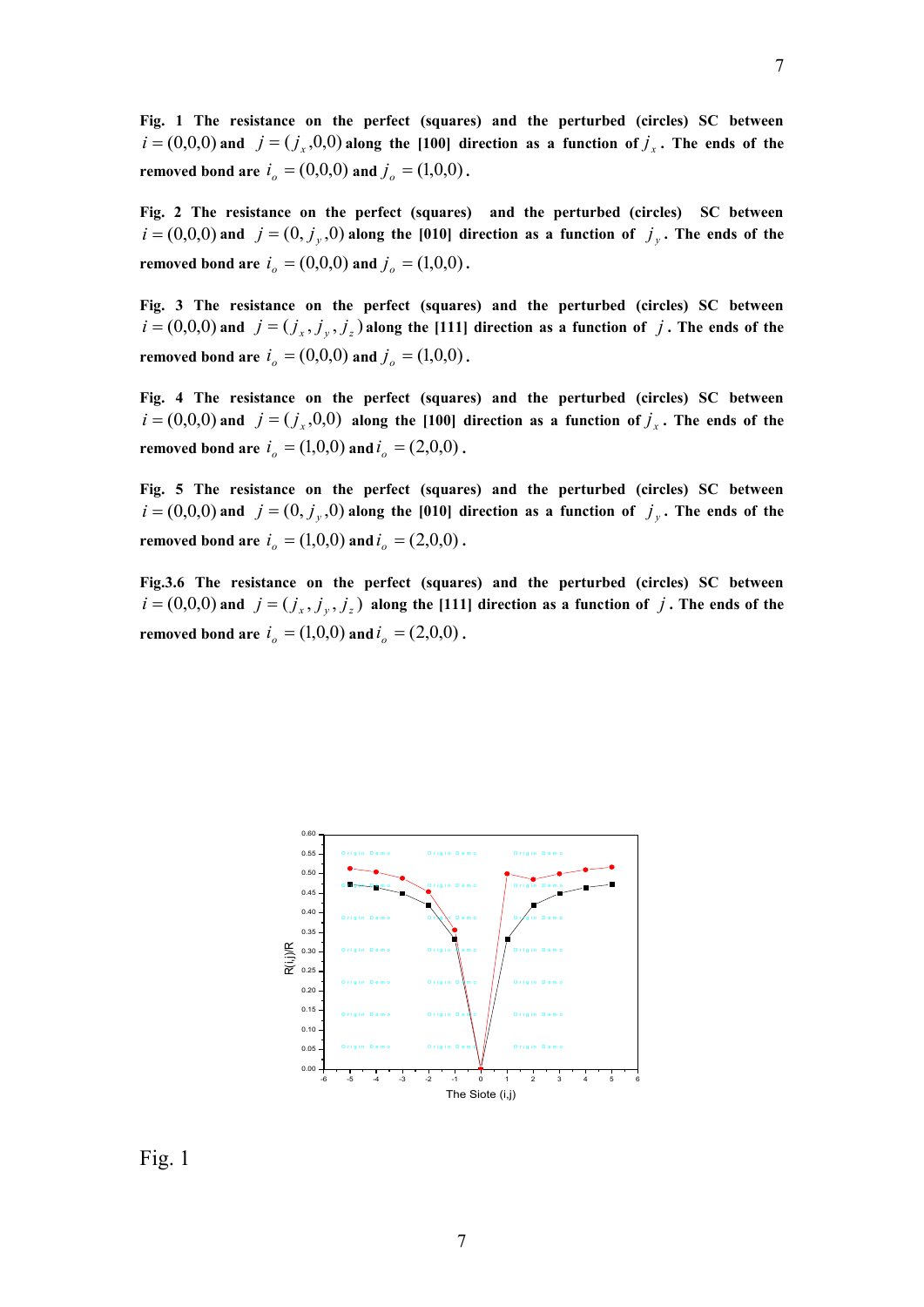**Fig. 1** The resistance on the perfect (squares) and the perturbed (circles) SC between $i = (0,0,0)$ and $j = (j_x, 0, 0)$ along the [100] direction as a function of $j_x$. The ends of the removed bond are $i_o = (0,0,0)$ and $j_o = (1,0,0)$.

**Fig. 2** The resistance on the perfect (squares) and the perturbed (circles) SC between $i = (0,0,0)$ and $j = (0, j_y, 0)$ along the [010] direction as a function of $j_y$. The ends of the removed bond are $i_o = (0,0,0)$ and $j_o = (1,0,0)$.

**Fig. 3** The resistance on the perfect (squares) and the perturbed (circles) SC between $i = (0,0,0)$ and $j = (j_x, j_y, j_z)$ along the [111] direction as a function of $j$. The ends of the removed bond are $i_o = (0,0,0)$ and $j_o = (1,0,0)$.

**Fig. 4** The resistance on the perfect (squares) and the perturbed (circles) SC between $i = (0,0,0)$ and $j = (j_x, 0, 0)$ along the [100] direction as a function of $j_x$. The ends of the removed bond are $i_o = (1,0,0)$ and $i_o = (2,0,0)$.

**Fig. 5** The resistance on the perfect (squares) and the perturbed (circles) SC between $i = (0,0,0)$ and $j = (0, j_y, 0)$ along the [010] direction as a function of $j_y$. The ends of the removed bond are $i_o = (1,0,0)$ and $i_o = (2,0,0)$.

**Fig.3.6** The resistance on the perfect (squares) and the perturbed (circles) SC between $i = (0,0,0)$ and $j = (j_x, j_y, j_z)$ along the [111] direction as a function of $j$. The ends of the removed bond are $i_o = (1,0,0)$ and $i_o = (2,0,0)$.

Fig. 1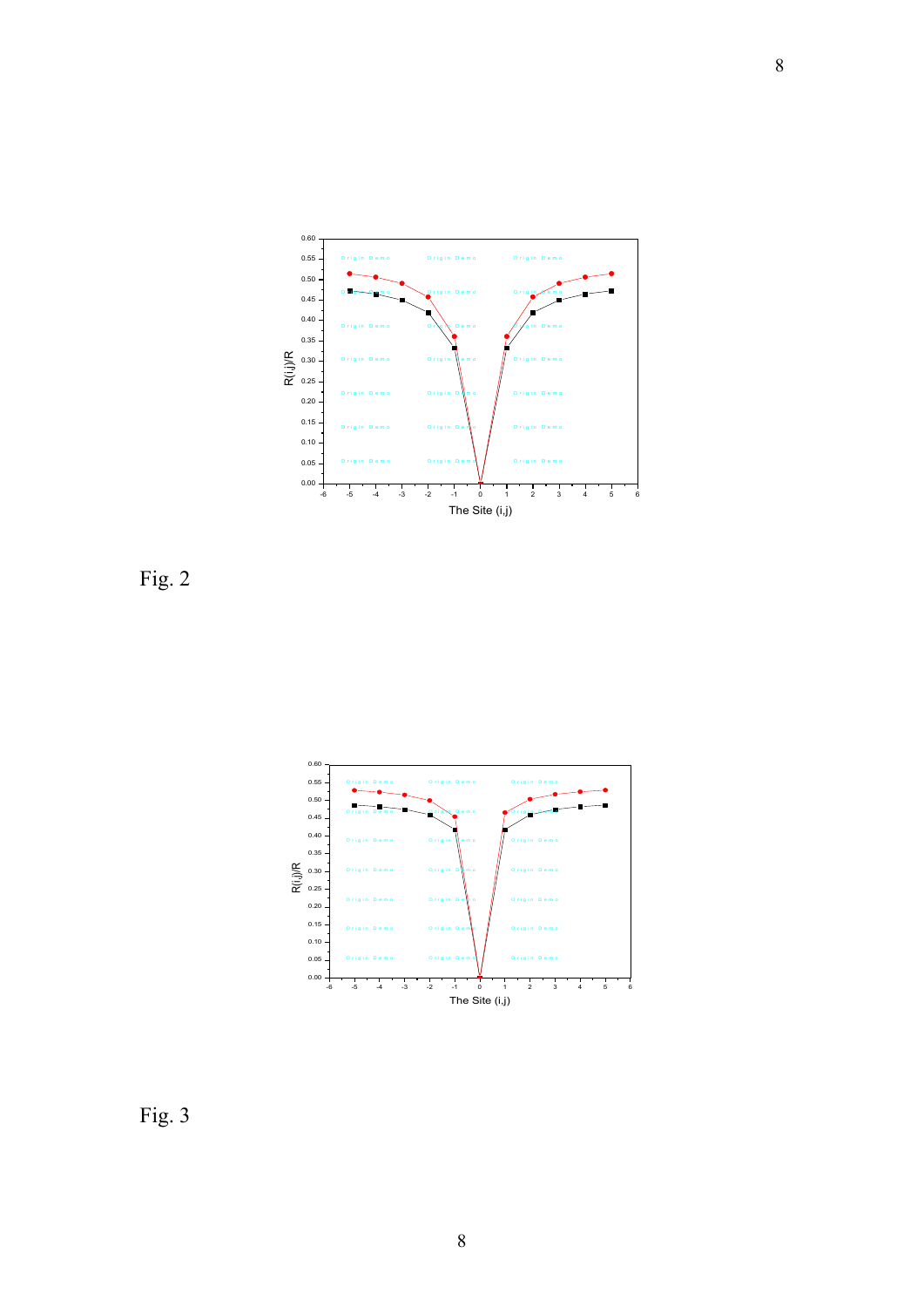Fig. 2

Fig. 3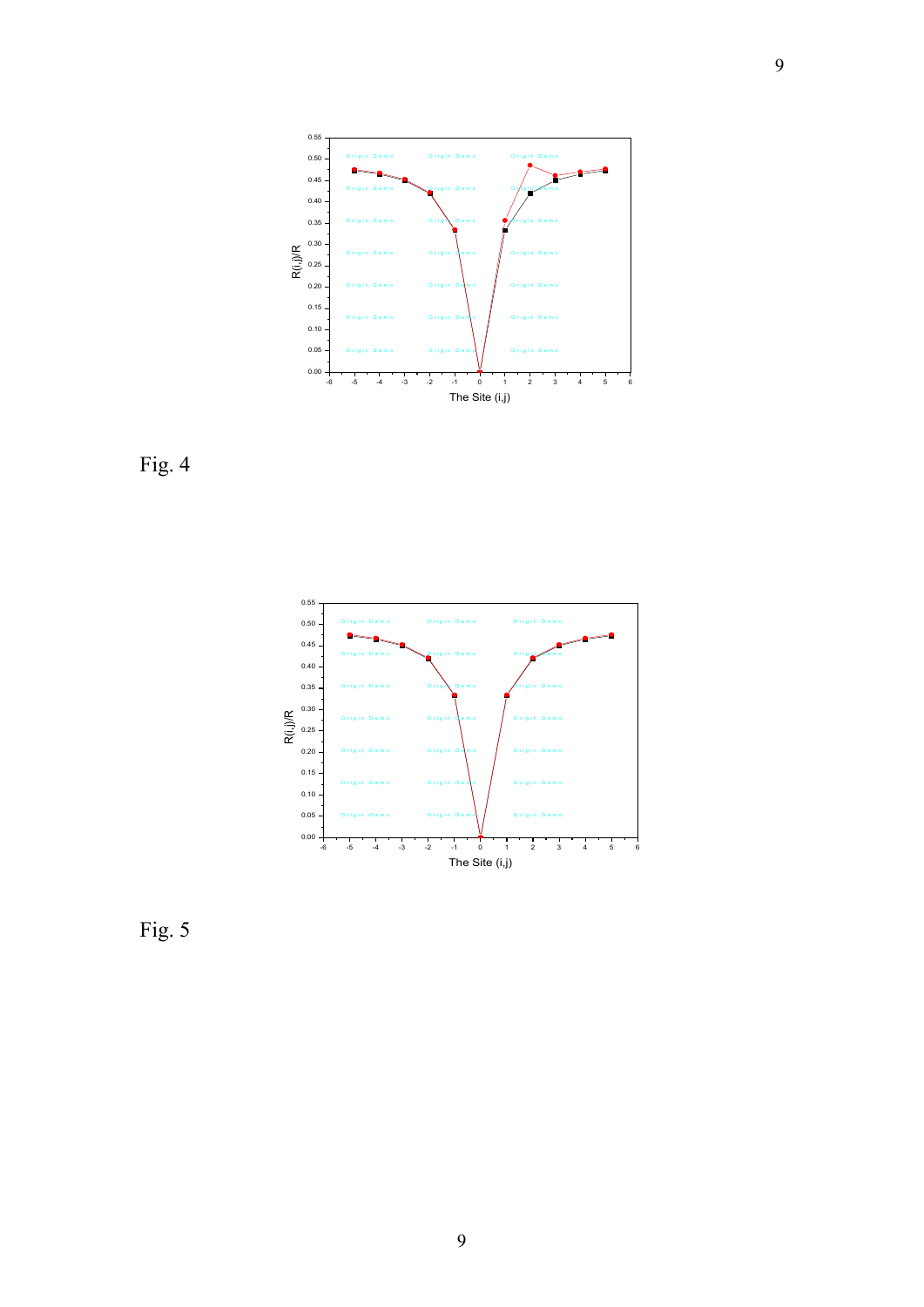Fig. 4

Fig. 5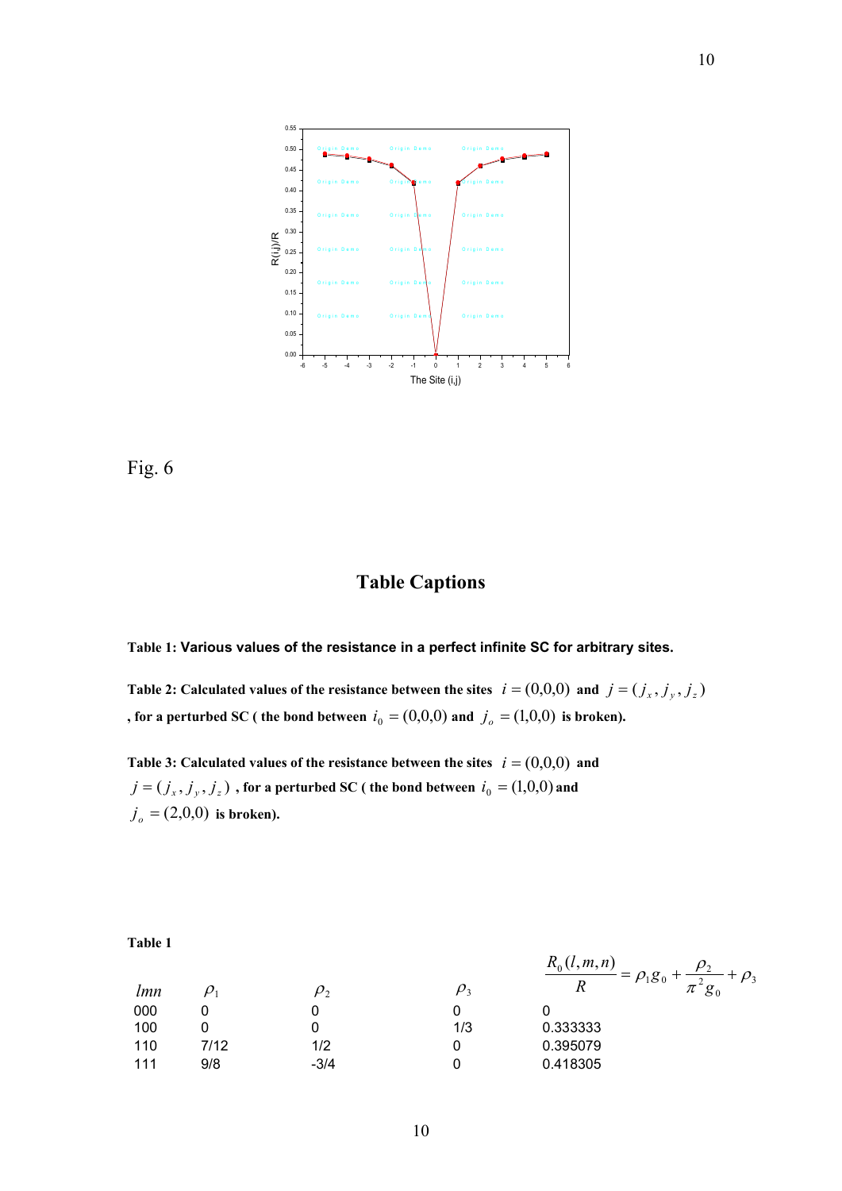Fig. 6

## Table Captions

**Table 1: Various values of the resistance in a perfect infinite SC for arbitrary sites.**

**Table 2: Calculated values of the resistance between the sites $i = (0,0,0)$ and $j = (j_x, j_y, j_z)$, for a perturbed SC ( the bond between $i_0 = (0,0,0)$ and $j_o = (1,0,0)$ is broken).**

**Table 3: Calculated values of the resistance between the sites $i = (0,0,0)$ and $j = (j_x, j_y, j_z)$, for a perturbed SC ( the bond between $i_0 = (1,0,0)$ and $j_o = (2,0,0)$ is broken).**

**Table 1**

| $lmn$ | $\rho_1$ | $\rho_2$ | $\rho_3$ | $\frac{R_0(l,m,n)}{R} = \rho_1 g_0 + \frac{\rho_2}{\pi^2 g_0} + \rho_3$ |
|---|---|---|---|---|
| 000 | 0 | 0 | 0 | 0 |
| 100 | 0 | 0 | 1/3 | 0.333333 |
| 110 | 7/12 | 1/2 | 0 | 0.395079 |
| 111 | 9/8 | -3/4 | 0 | 0.418305 |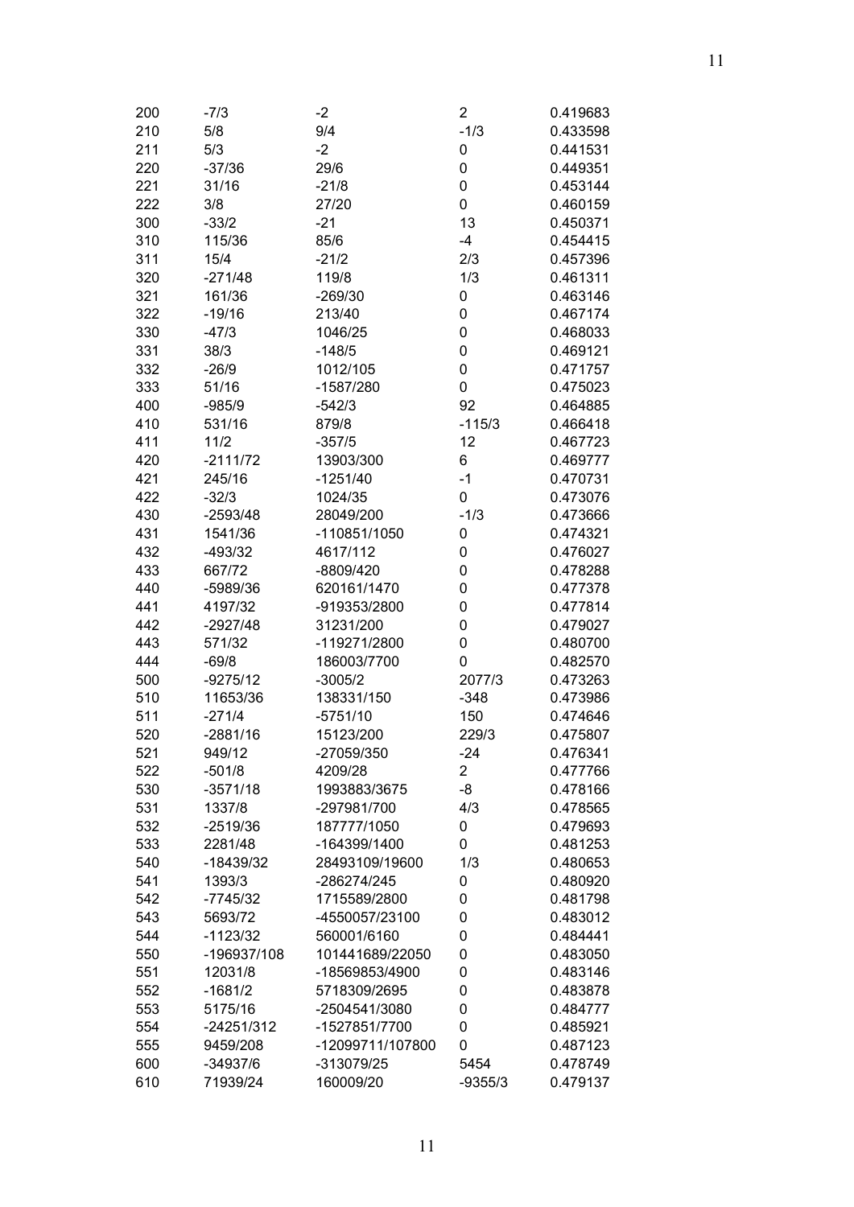| | | | | |
|---|---|---|---|---|
| 200 | -7/3 | -2 | 2 | 0.419683 |
| 210 | 5/8 | 9/4 | -1/3 | 0.433598 |
| 211 | 5/3 | -2 | 0 | 0.441531 |
| 220 | -37/36 | 29/6 | 0 | 0.449351 |
| 221 | 31/16 | -21/8 | 0 | 0.453144 |
| 222 | 3/8 | 27/20 | 0 | 0.460159 |
| 300 | -33/2 | -21 | 13 | 0.450371 |
| 310 | 115/36 | 85/6 | -4 | 0.454415 |
| 311 | 15/4 | -21/2 | 2/3 | 0.457396 |
| 320 | -271/48 | 119/8 | 1/3 | 0.461311 |
| 321 | 161/36 | -269/30 | 0 | 0.463146 |
| 322 | -19/16 | 213/40 | 0 | 0.467174 |
| 330 | -47/3 | 1046/25 | 0 | 0.468033 |
| 331 | 38/3 | -148/5 | 0 | 0.469121 |
| 332 | -26/9 | 1012/105 | 0 | 0.471757 |
| 333 | 51/16 | -1587/280 | 0 | 0.475023 |
| 400 | -985/9 | -542/3 | 92 | 0.464885 |
| 410 | 531/16 | 879/8 | -115/3 | 0.466418 |
| 411 | 11/2 | -357/5 | 12 | 0.467723 |
| 420 | -2111/72 | 13903/300 | 6 | 0.469777 |
| 421 | 245/16 | -1251/40 | -1 | 0.470731 |
| 422 | -32/3 | 1024/35 | 0 | 0.473076 |
| 430 | -2593/48 | 28049/200 | -1/3 | 0.473666 |
| 431 | 1541/36 | -110851/1050 | 0 | 0.474321 |
| 432 | -493/32 | 4617/112 | 0 | 0.476027 |
| 433 | 667/72 | -8809/420 | 0 | 0.478288 |
| 440 | -5989/36 | 620161/1470 | 0 | 0.477378 |
| 441 | 4197/32 | -919353/2800 | 0 | 0.477814 |
| 442 | -2927/48 | 31231/200 | 0 | 0.479027 |
| 443 | 571/32 | -119271/2800 | 0 | 0.480700 |
| 444 | -69/8 | 186003/7700 | 0 | 0.482570 |
| 500 | -9275/12 | -3005/2 | 2077/3 | 0.473263 |
| 510 | 11653/36 | 138331/150 | -348 | 0.473986 |
| 511 | -271/4 | -5751/10 | 150 | 0.474646 |
| 520 | -2881/16 | 15123/200 | 229/3 | 0.475807 |
| 521 | 949/12 | -27059/350 | -24 | 0.476341 |
| 522 | -501/8 | 4209/28 | 2 | 0.477766 |
| 530 | -3571/18 | 1993883/3675 | -8 | 0.478166 |
| 531 | 1337/8 | -297981/700 | 4/3 | 0.478565 |
| 532 | -2519/36 | 187777/1050 | 0 | 0.479693 |
| 533 | 2281/48 | -164399/1400 | 0 | 0.481253 |
| 540 | -18439/32 | 28493109/19600 | 1/3 | 0.480653 |
| 541 | 1393/3 | -286274/245 | 0 | 0.480920 |
| 542 | -7745/32 | 1715589/2800 | 0 | 0.481798 |
| 543 | 5693/72 | -4550057/23100 | 0 | 0.483012 |
| 544 | -1123/32 | 560001/6160 | 0 | 0.484441 |
| 550 | -196937/108 | 101441689/22050 | 0 | 0.483050 |
| 551 | 12031/8 | -18569853/4900 | 0 | 0.483146 |
| 552 | -1681/2 | 5718309/2695 | 0 | 0.483878 |
| 553 | 5175/16 | -2504541/3080 | 0 | 0.484777 |
| 554 | -24251/312 | -1527851/7700 | 0 | 0.485921 |
| 555 | 9459/208 | -12099711/107800 | 0 | 0.487123 |
| 600 | -34937/6 | -313079/25 | 5454 | 0.478749 |
| 610 | 71939/24 | 160009/20 | -9355/3 | 0.479137 |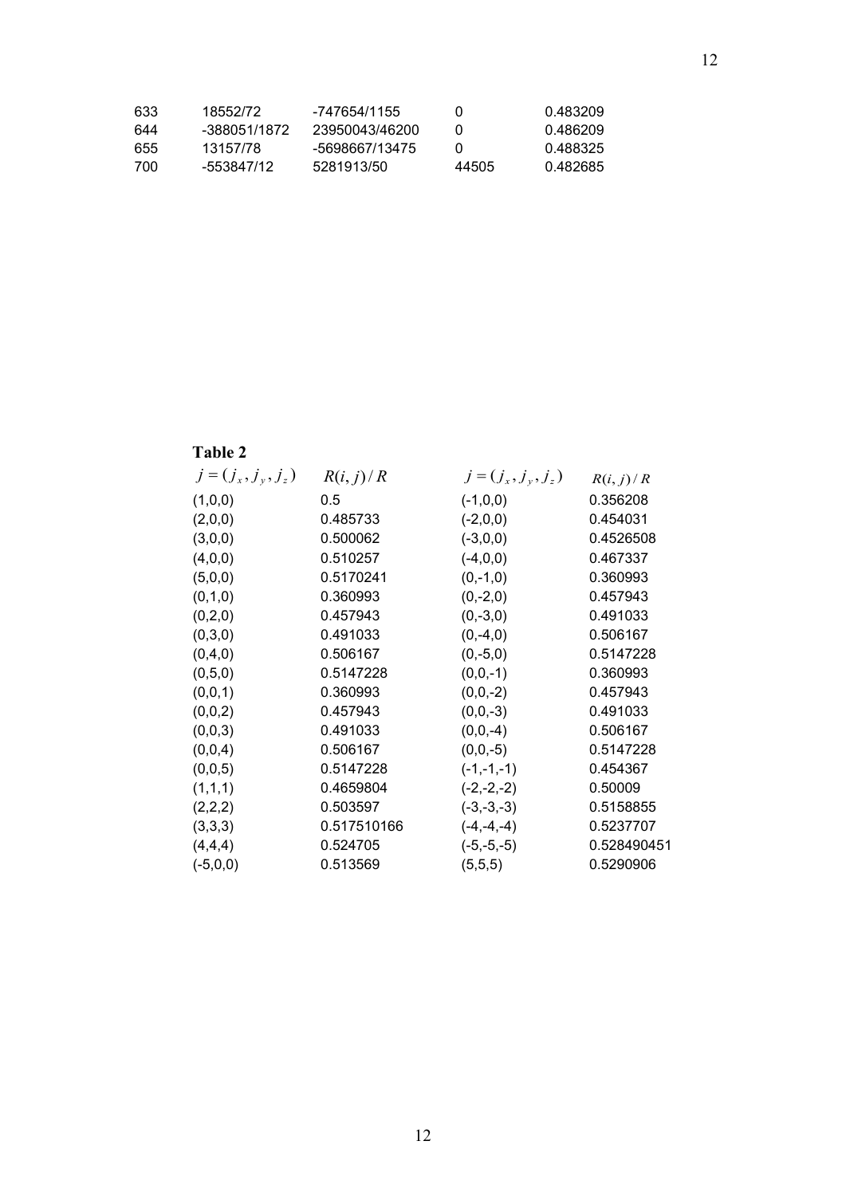| | | | | |
|---|---|---|---|---|
| 633 | 18552/72 | -747654/1155 | 0 | 0.483209 |
| 644 | -388051/1872 | 23950043/46200 | 0 | 0.486209 |
| 655 | 13157/78 | -5698667/13475 | 0 | 0.488325 |
| 700 | -553847/12 | 5281913/50 | 44505 | 0.482685 |

**Table 2**

| $j=(j_x,j_y,j_z)$ | $R(i,j)/R$ | $j=(j_x,j_y,j_z)$ | $R(i,j)/R$ |
|---|---|---|---|
| (1,0,0) | 0.5 | (-1,0,0) | 0.356208 |
| (2,0,0) | 0.485733 | (-2,0,0) | 0.454031 |
| (3,0,0) | 0.500062 | (-3,0,0) | 0.4526508 |
| (4,0,0) | 0.510257 | (-4,0,0) | 0.467337 |
| (5,0,0) | 0.5170241 | (0,-1,0) | 0.360993 |
| (0,1,0) | 0.360993 | (0,-2,0) | 0.457943 |
| (0,2,0) | 0.457943 | (0,-3,0) | 0.491033 |
| (0,3,0) | 0.491033 | (0,-4,0) | 0.506167 |
| (0,4,0) | 0.506167 | (0,-5,0) | 0.5147228 |
| (0,5,0) | 0.5147228 | (0,0,-1) | 0.360993 |
| (0,0,1) | 0.360993 | (0,0,-2) | 0.457943 |
| (0,0,2) | 0.457943 | (0,0,-3) | 0.491033 |
| (0,0,3) | 0.491033 | (0,0,-4) | 0.506167 |
| (0,0,4) | 0.506167 | (0,0,-5) | 0.5147228 |
| (0,0,5) | 0.5147228 | (-1,-1,-1) | 0.454367 |
| (1,1,1) | 0.4659804 | (-2,-2,-2) | 0.50009 |
| (2,2,2) | 0.503597 | (-3,-3,-3) | 0.5158855 |
| (3,3,3) | 0.517510166 | (-4,-4,-4) | 0.5237707 |
| (4,4,4) | 0.524705 | (-5,-5,-5) | 0.528490451 |
| (-5,0,0) | 0.513569 | (5,5,5) | 0.5290906 |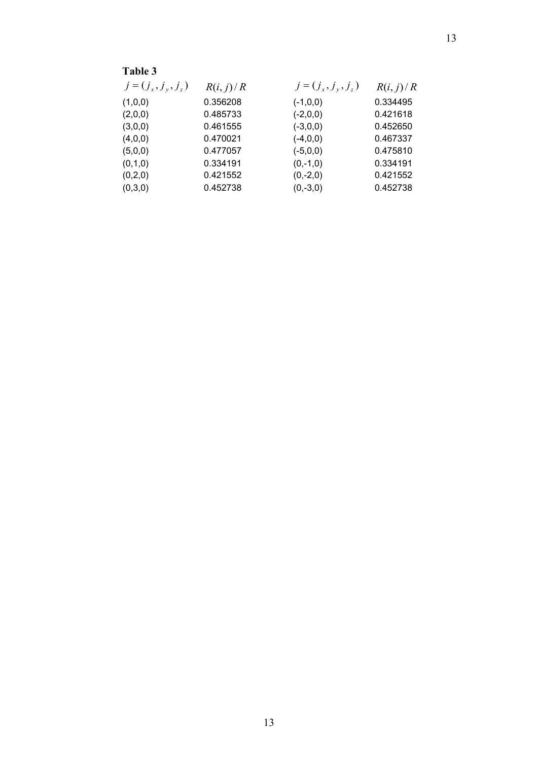**Table 3**

| $j=(j_x,j_y,j_z)$ | $R(i,j)/R$ | $j=(j_x,j_y,j_z)$ | $R(i,j)/R$ |
|---|---|---|---|
| (1,0,0) | 0.356208 | (-1,0,0) | 0.334495 |
| (2,0,0) | 0.485733 | (-2,0,0) | 0.421618 |
| (3,0,0) | 0.461555 | (-3,0,0) | 0.452650 |
| (4,0,0) | 0.470021 | (-4,0,0) | 0.467337 |
| (5,0,0) | 0.477057 | (-5,0,0) | 0.475810 |
| (0,1,0) | 0.334191 | (0,-1,0) | 0.334191 |
| (0,2,0) | 0.421552 | (0,-2,0) | 0.421552 |
| (0,3,0) | 0.452738 | (0,-3,0) | 0.452738 |